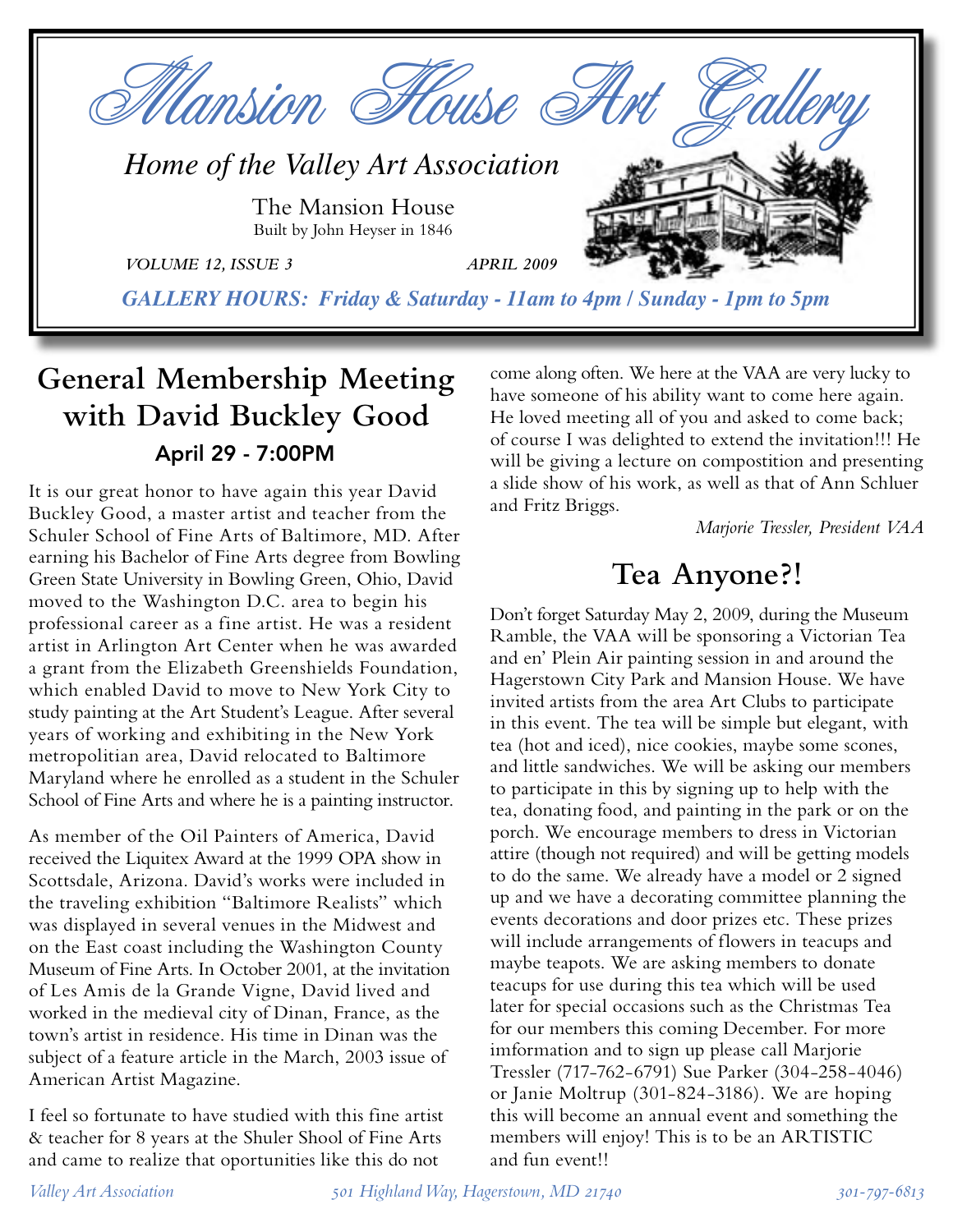# Mansion House Art Gallery

*Home of the Valley Art Association*

The Mansion House
Built by John Heyser in 1846

*VOLUME 12, ISSUE 3* *APRIL 2009*

***GALLERY HOURS: Friday & Saturday - 11am to 4pm / Sunday - 1pm to 5pm***

## General Membership Meeting with David Buckley Good

### April 29 - 7:00PM

It is our great honor to have again this year David Buckley Good, a master artist and teacher from the Schuler School of Fine Arts of Baltimore, MD. After earning his Bachelor of Fine Arts degree from Bowling Green State University in Bowling Green, Ohio, David moved to the Washington D.C. area to begin his professional career as a fine artist. He was a resident artist in Arlington Art Center when he was awarded a grant from the Elizabeth Greenshields Foundation, which enabled David to move to New York City to study painting at the Art Student's League. After several years of working and exhibiting in the New York metropolitian area, David relocated to Baltimore Maryland where he enrolled as a student in the Schuler School of Fine Arts and where he is a painting instructor.

As member of the Oil Painters of America, David received the Liquitex Award at the 1999 OPA show in Scottsdale, Arizona. David's works were included in the traveling exhibition "Baltimore Realists" which was displayed in several venues in the Midwest and on the East coast including the Washington County Museum of Fine Arts. In October 2001, at the invitation of Les Amis de la Grande Vigne, David lived and worked in the medieval city of Dinan, France, as the town's artist in residence. His time in Dinan was the subject of a feature article in the March, 2003 issue of American Artist Magazine.

I feel so fortunate to have studied with this fine artist & teacher for 8 years at the Shuler Shool of Fine Arts and came to realize that oportunities like this do not come along often. We here at the VAA are very lucky to have someone of his ability want to come here again. He loved meeting all of you and asked to come back; of course I was delighted to extend the invitation!!! He will be giving a lecture on compostition and presenting a slide show of his work, as well as that of Ann Schluer and Fritz Briggs.

*Marjorie Tressler, President VAA*

## Tea Anyone?!

Don't forget Saturday May 2, 2009, during the Museum Ramble, the VAA will be sponsoring a Victorian Tea and en' Plein Air painting session in and around the Hagerstown City Park and Mansion House. We have invited artists from the area Art Clubs to participate in this event. The tea will be simple but elegant, with tea (hot and iced), nice cookies, maybe some scones, and little sandwiches. We will be asking our members to participate in this by signing up to help with the tea, donating food, and painting in the park or on the porch. We encourage members to dress in Victorian attire (though not required) and will be getting models to do the same. We already have a model or 2 signed up and we have a decorating committee planning the events decorations and door prizes etc. These prizes will include arrangements of flowers in teacups and maybe teapots. We are asking members to donate teacups for use during this tea which will be used later for special occasions such as the Christmas Tea for our members this coming December. For more information and to sign up please call Marjorie Tressler (717-762-6791) Sue Parker (304-258-4046) or Janie Moltrup (301-824-3186). We are hoping this will become an annual event and something the members will enjoy! This is to be an ARTISTIC and fun event!!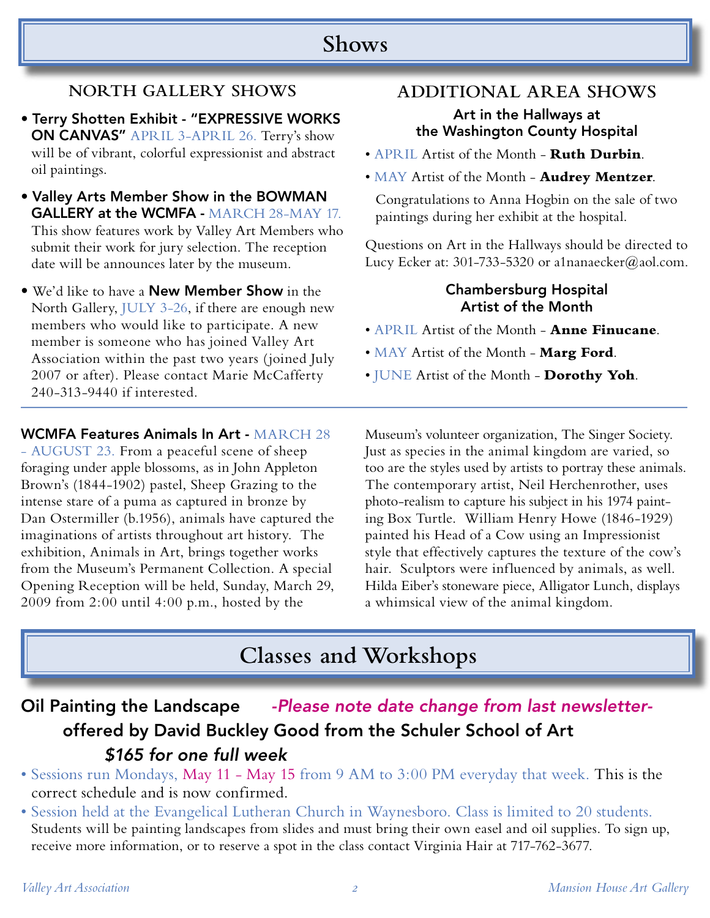# Shows

## NORTH GALLERY SHOWS

- **Terry Shotten Exhibit - "EXPRESSIVE WORKS ON CANVAS"** APRIL 3-APRIL 26. Terry's show will be of vibrant, colorful expressionist and abstract oil paintings.
- **Valley Arts Member Show in the BOWMAN GALLERY at the WCMFA** - MARCH 28-MAY 17. This show features work by Valley Art Members who submit their work for jury selection. The reception date will be announces later by the museum.
- We'd like to have a **New Member Show** in the North Gallery, JULY 3-26, if there are enough new members who would like to participate. A new member is someone who has joined Valley Art Association within the past two years (joined July 2007 or after). Please contact Marie McCafferty 240-313-9440 if interested.

## ADDITIONAL AREA SHOWS

### Art in the Hallways at the Washington County Hospital

- APRIL Artist of the Month - **Ruth Durbin**.
- MAY Artist of the Month - **Audrey Mentzer**.

Congratulations to Anna Hogbin on the sale of two paintings during her exhibit at the hospital.

Questions on Art in the Hallways should be directed to Lucy Ecker at: 301-733-5320 or a1nanaecker@aol.com.

### Chambersburg Hospital Artist of the Month

- APRIL Artist of the Month - **Anne Finucane**.
- MAY Artist of the Month - **Marg Ford**.
- JUNE Artist of the Month - **Dorothy Yoh**.

---

**WCMFA Features Animals In Art** - MARCH 28 - AUGUST 23. From a peaceful scene of sheep foraging under apple blossoms, as in John Appleton Brown's (1844-1902) pastel, Sheep Grazing to the intense stare of a puma as captured in bronze by Dan Ostermiller (b.1956), animals have captured the imaginations of artists throughout art history. The exhibition, Animals in Art, brings together works from the Museum's Permanent Collection. A special Opening Reception will be held, Sunday, March 29, 2009 from 2:00 until 4:00 p.m., hosted by the Museum's volunteer organization, The Singer Society. Just as species in the animal kingdom are varied, so too are the styles used by artists to portray these animals. The contemporary artist, Neil Herchenrother, uses photo-realism to capture his subject in his 1974 painting Box Turtle. William Henry Howe (1846-1929) painted his Head of a Cow using an Impressionist style that effectively captures the texture of the cow's hair. Sculptors were influenced by animals, as well. Hilda Eiber's stoneware piece, Alligator Lunch, displays a whimsical view of the animal kingdom.

# Classes and Workshops

## Oil Painting the Landscape *-Please note date change from last newsletter-*

### offered by David Buckley Good from the Schuler School of Art

***$165 for one full week***

- Sessions run Mondays, May 11 - May 15 from 9 AM to 3:00 PM everyday that week. This is the correct schedule and is now confirmed.
- Session held at the Evangelical Lutheran Church in Waynesboro. Class is limited to 20 students. Students will be painting landscapes from slides and must bring their own easel and oil supplies. To sign up, receive more information, or to reserve a spot in the class contact Virginia Hair at 717-762-3677.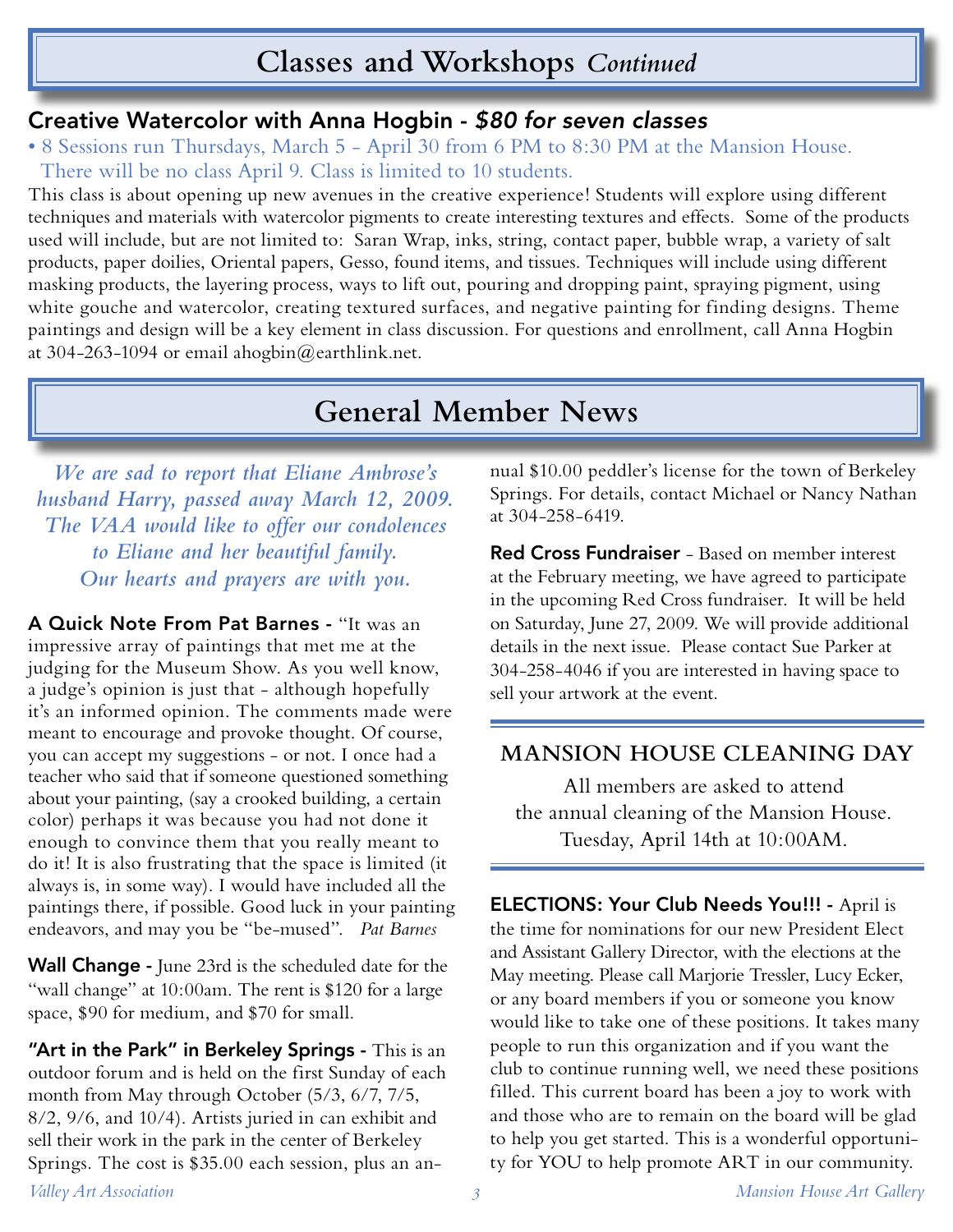# Classes and Workshops *Continued*

## Creative Watercolor with Anna Hogbin - *$80 for seven classes*

- 8 Sessions run Thursdays, March 5 - April 30 from 6 PM to 8:30 PM at the Mansion House. There will be no class April 9. Class is limited to 10 students.

This class is about opening up new avenues in the creative experience! Students will explore using different techniques and materials with watercolor pigments to create interesting textures and effects. Some of the products used will include, but are not limited to: Saran Wrap, inks, string, contact paper, bubble wrap, a variety of salt products, paper doilies, Oriental papers, Gesso, found items, and tissues. Techniques will include using different masking products, the layering process, ways to lift out, pouring and dropping paint, spraying pigment, using white gouche and watercolor, creating textured surfaces, and negative painting for finding designs. Theme paintings and design will be a key element in class discussion. For questions and enrollment, call Anna Hogbin at 304-263-1094 or email ahogbin@earthlink.net.

# General Member News

*We are sad to report that Eliane Ambrose's husband Harry, passed away March 12, 2009. The VAA would like to offer our condolences to Eliane and her beautiful family. Our hearts and prayers are with you.*

**A Quick Note From Pat Barnes -** "It was an impressive array of paintings that met me at the judging for the Museum Show. As you well know, a judge's opinion is just that - although hopefully it's an informed opinion. The comments made were meant to encourage and provoke thought. Of course, you can accept my suggestions - or not. I once had a teacher who said that if someone questioned something about your painting, (say a crooked building, a certain color) perhaps it was because you had not done it enough to convince them that you really meant to do it! It is also frustrating that the space is limited (it always is, in some way). I would have included all the paintings there, if possible. Good luck in your painting endeavors, and may you be "be-mused". *Pat Barnes*

**Wall Change -** June 23rd is the scheduled date for the "wall change" at 10:00am. The rent is $120 for a large space, $90 for medium, and $70 for small.

**"Art in the Park" in Berkeley Springs -** This is an outdoor forum and is held on the first Sunday of each month from May through October (5/3, 6/7, 7/5, 8/2, 9/6, and 10/4). Artists juried in can exhibit and sell their work in the park in the center of Berkeley Springs. The cost is $35.00 each session, plus an annual $10.00 peddler's license for the town of Berkeley Springs. For details, contact Michael or Nancy Nathan at 304-258-6419.

**Red Cross Fundraiser** - Based on member interest at the February meeting, we have agreed to participate in the upcoming Red Cross fundraiser. It will be held on Saturday, June 27, 2009. We will provide additional details in the next issue. Please contact Sue Parker at 304-258-4046 if you are interested in having space to sell your artwork at the event.

## MANSION HOUSE CLEANING DAY

All members are asked to attend the annual cleaning of the Mansion House. Tuesday, April 14th at 10:00AM.

**ELECTIONS: Your Club Needs You!!! -** April is the time for nominations for our new President Elect and Assistant Gallery Director, with the elections at the May meeting. Please call Marjorie Tressler, Lucy Ecker, or any board members if you or someone you know would like to take one of these positions. It takes many people to run this organization and if you want the club to continue running well, we need these positions filled. This current board has been a joy to work with and those who are to remain on the board will be glad to help you get started. This is a wonderful opportunity for YOU to help promote ART in our community.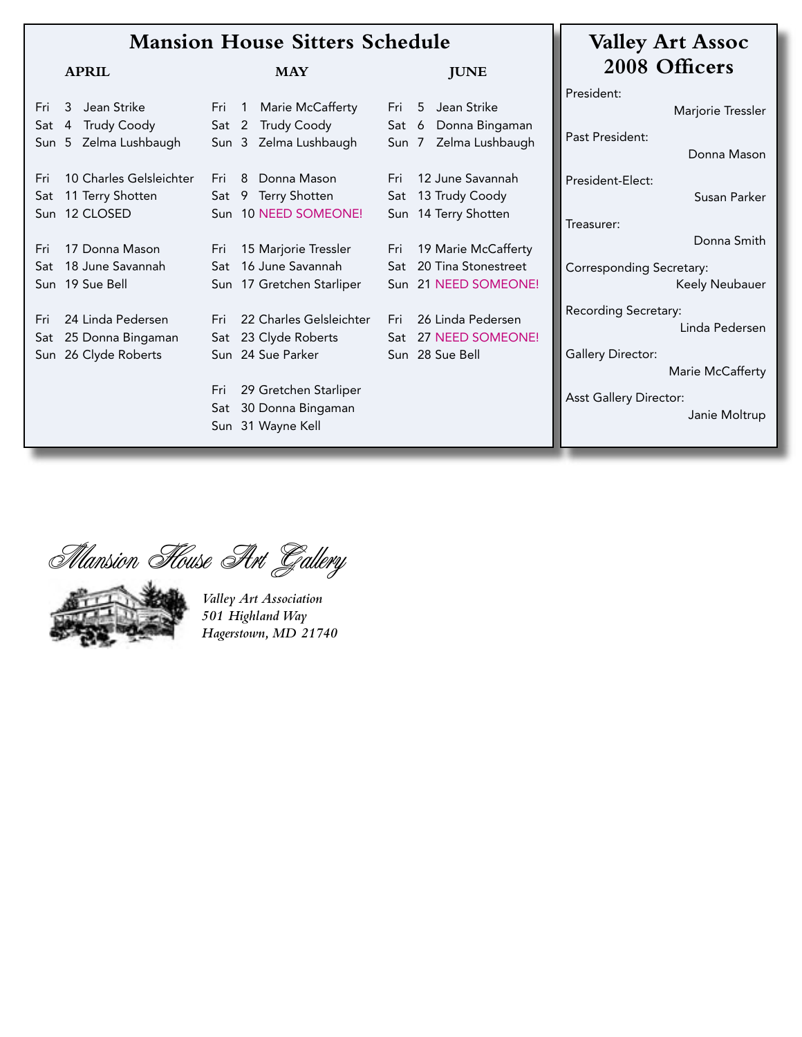# Mansion House Sitters Schedule

| APRIL | | | MAY | | | JUNE | | |
|---|---|---|---|---|---|---|---|---|
| Fri | 3 | Jean Strike | Fri | 1 | Marie McCafferty | Fri | 5 | Jean Strike |
| Sat | 4 | Trudy Coody | Sat | 2 | Trudy Coody | Sat | 6 | Donna Bingaman |
| Sun | 5 | Zelma Lushbaugh | Sun | 3 | Zelma Lushbaugh | Sun | 7 | Zelma Lushbaugh |
| Fri | 10 | Charles Gelsleichter | Fri | 8 | Donna Mason | Fri | 12 | June Savannah |
| Sat | 11 | Terry Shotten | Sat | 9 | Terry Shotten | Sat | 13 | Trudy Coody |
| Sun | 12 | CLOSED | Sun | 10 | NEED SOMEONE! | Sun | 14 | Terry Shotten |
| Fri | 17 | Donna Mason | Fri | 15 | Marjorie Tressler | Fri | 19 | Marie McCafferty |
| Sat | 18 | June Savannah | Sat | 16 | June Savannah | Sat | 20 | Tina Stonestreet |
| Sun | 19 | Sue Bell | Sun | 17 | Gretchen Starliper | Sun | 21 | NEED SOMEONE! |
| Fri | 24 | Linda Pedersen | Fri | 22 | Charles Gelsleichter | Fri | 26 | Linda Pedersen |
| Sat | 25 | Donna Bingaman | Sat | 23 | Clyde Roberts | Sat | 27 | NEED SOMEONE! |
| Sun | 26 | Clyde Roberts | Sun | 24 | Sue Parker | Sun | 28 | Sue Bell |
| | | | Fri | 29 | Gretchen Starliper | | | |
| | | | Sat | 30 | Donna Bingaman | | | |
| | | | Sun | 31 | Wayne Kell | | | |

# Valley Art Assoc 2008 Officers

President:
Marjorie Tressler

Past President:
Donna Mason

President-Elect:
Susan Parker

Treasurer:
Donna Smith

Corresponding Secretary:
Keely Neubauer

Recording Secretary:
Linda Pedersen

Gallery Director:
Marie McCafferty

Asst Gallery Director:
Janie Moltrup

*Mansion House Art Gallery*

*Valley Art Association*
*501 Highland Way*
*Hagerstown, MD 21740*